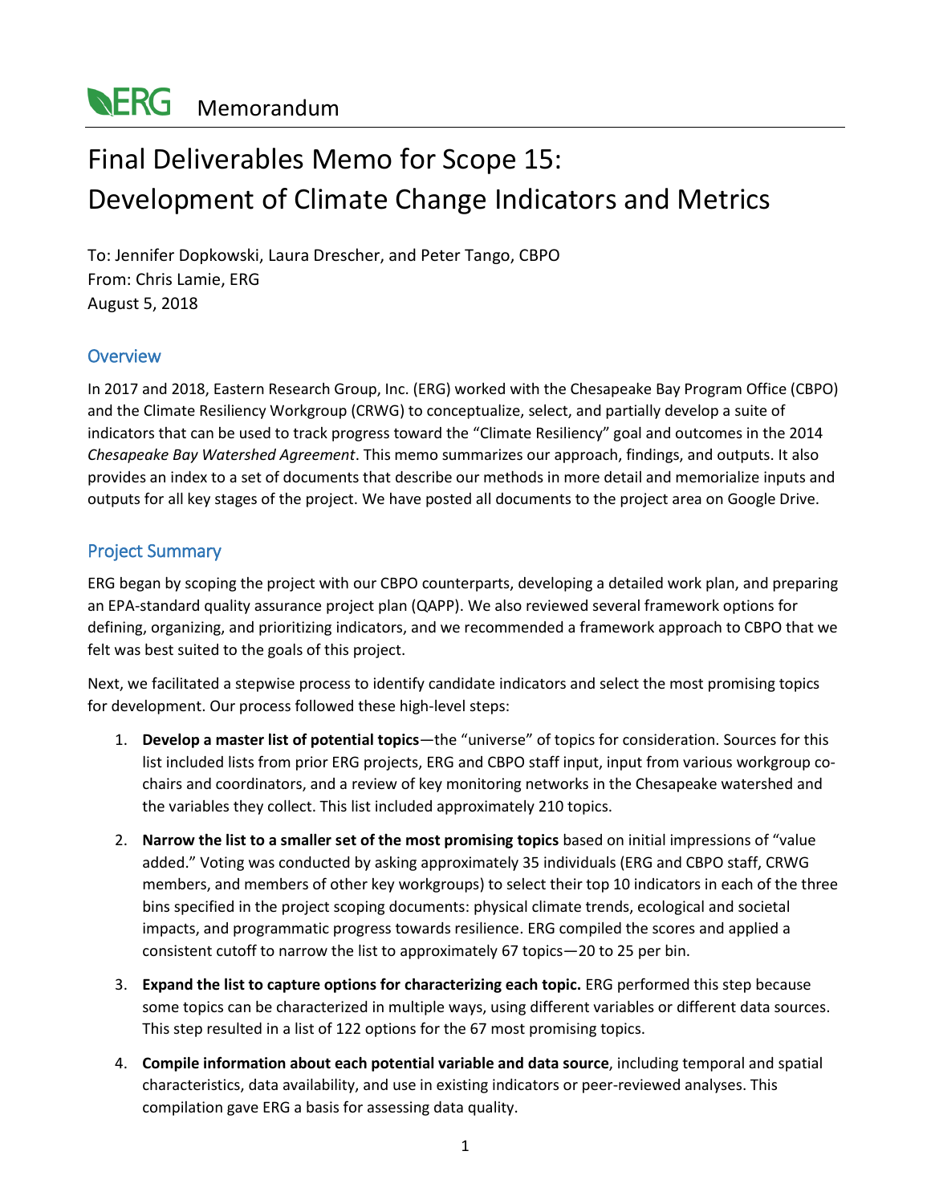ERG Memorandum

# Final Deliverables Memo for Scope 15: Development of Climate Change Indicators and Metrics

To: Jennifer Dopkowski, Laura Drescher, and Peter Tango, CBPO
From: Chris Lamie, ERG
August 5, 2018

## Overview

In 2017 and 2018, Eastern Research Group, Inc. (ERG) worked with the Chesapeake Bay Program Office (CBPO) and the Climate Resiliency Workgroup (CRWG) to conceptualize, select, and partially develop a suite of indicators that can be used to track progress toward the "Climate Resiliency" goal and outcomes in the 2014 *Chesapeake Bay Watershed Agreement*. This memo summarizes our approach, findings, and outputs. It also provides an index to a set of documents that describe our methods in more detail and memorialize inputs and outputs for all key stages of the project. We have posted all documents to the project area on Google Drive.

## Project Summary

ERG began by scoping the project with our CBPO counterparts, developing a detailed work plan, and preparing an EPA-standard quality assurance project plan (QAPP). We also reviewed several framework options for defining, organizing, and prioritizing indicators, and we recommended a framework approach to CBPO that we felt was best suited to the goals of this project.

Next, we facilitated a stepwise process to identify candidate indicators and select the most promising topics for development. Our process followed these high-level steps:

1. **Develop a master list of potential topics**—the "universe" of topics for consideration. Sources for this list included lists from prior ERG projects, ERG and CBPO staff input, input from various workgroup co-chairs and coordinators, and a review of key monitoring networks in the Chesapeake watershed and the variables they collect. This list included approximately 210 topics.
2. **Narrow the list to a smaller set of the most promising topics** based on initial impressions of "value added." Voting was conducted by asking approximately 35 individuals (ERG and CBPO staff, CRWG members, and members of other key workgroups) to select their top 10 indicators in each of the three bins specified in the project scoping documents: physical climate trends, ecological and societal impacts, and programmatic progress towards resilience. ERG compiled the scores and applied a consistent cutoff to narrow the list to approximately 67 topics—20 to 25 per bin.
3. **Expand the list to capture options for characterizing each topic.** ERG performed this step because some topics can be characterized in multiple ways, using different variables or different data sources. This step resulted in a list of 122 options for the 67 most promising topics.
4. **Compile information about each potential variable and data source**, including temporal and spatial characteristics, data availability, and use in existing indicators or peer-reviewed analyses. This compilation gave ERG a basis for assessing data quality.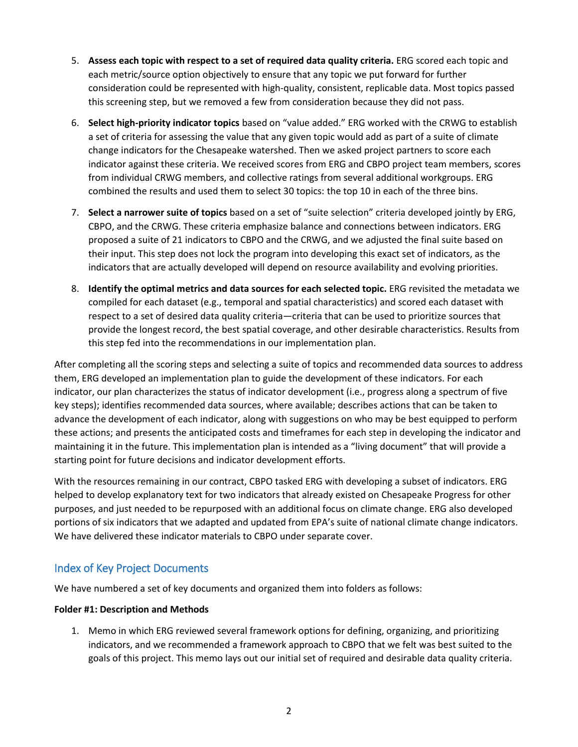5. **Assess each topic with respect to a set of required data quality criteria.** ERG scored each topic and each metric/source option objectively to ensure that any topic we put forward for further consideration could be represented with high-quality, consistent, replicable data. Most topics passed this screening step, but we removed a few from consideration because they did not pass.

6. **Select high-priority indicator topics** based on "value added." ERG worked with the CRWG to establish a set of criteria for assessing the value that any given topic would add as part of a suite of climate change indicators for the Chesapeake watershed. Then we asked project partners to score each indicator against these criteria. We received scores from ERG and CBPO project team members, scores from individual CRWG members, and collective ratings from several additional workgroups. ERG combined the results and used them to select 30 topics: the top 10 in each of the three bins.

7. **Select a narrower suite of topics** based on a set of "suite selection" criteria developed jointly by ERG, CBPO, and the CRWG. These criteria emphasize balance and connections between indicators. ERG proposed a suite of 21 indicators to CBPO and the CRWG, and we adjusted the final suite based on their input. This step does not lock the program into developing this exact set of indicators, as the indicators that are actually developed will depend on resource availability and evolving priorities.

8. **Identify the optimal metrics and data sources for each selected topic.** ERG revisited the metadata we compiled for each dataset (e.g., temporal and spatial characteristics) and scored each dataset with respect to a set of desired data quality criteria—criteria that can be used to prioritize sources that provide the longest record, the best spatial coverage, and other desirable characteristics. Results from this step fed into the recommendations in our implementation plan.

After completing all the scoring steps and selecting a suite of topics and recommended data sources to address them, ERG developed an implementation plan to guide the development of these indicators. For each indicator, our plan characterizes the status of indicator development (i.e., progress along a spectrum of five key steps); identifies recommended data sources, where available; describes actions that can be taken to advance the development of each indicator, along with suggestions on who may be best equipped to perform these actions; and presents the anticipated costs and timeframes for each step in developing the indicator and maintaining it in the future. This implementation plan is intended as a "living document" that will provide a starting point for future decisions and indicator development efforts.

With the resources remaining in our contract, CBPO tasked ERG with developing a subset of indicators. ERG helped to develop explanatory text for two indicators that already existed on Chesapeake Progress for other purposes, and just needed to be repurposed with an additional focus on climate change. ERG also developed portions of six indicators that we adapted and updated from EPA's suite of national climate change indicators. We have delivered these indicator materials to CBPO under separate cover.

## Index of Key Project Documents

We have numbered a set of key documents and organized them into folders as follows:

**Folder #1: Description and Methods**

1. Memo in which ERG reviewed several framework options for defining, organizing, and prioritizing indicators, and we recommended a framework approach to CBPO that we felt was best suited to the goals of this project. This memo lays out our initial set of required and desirable data quality criteria.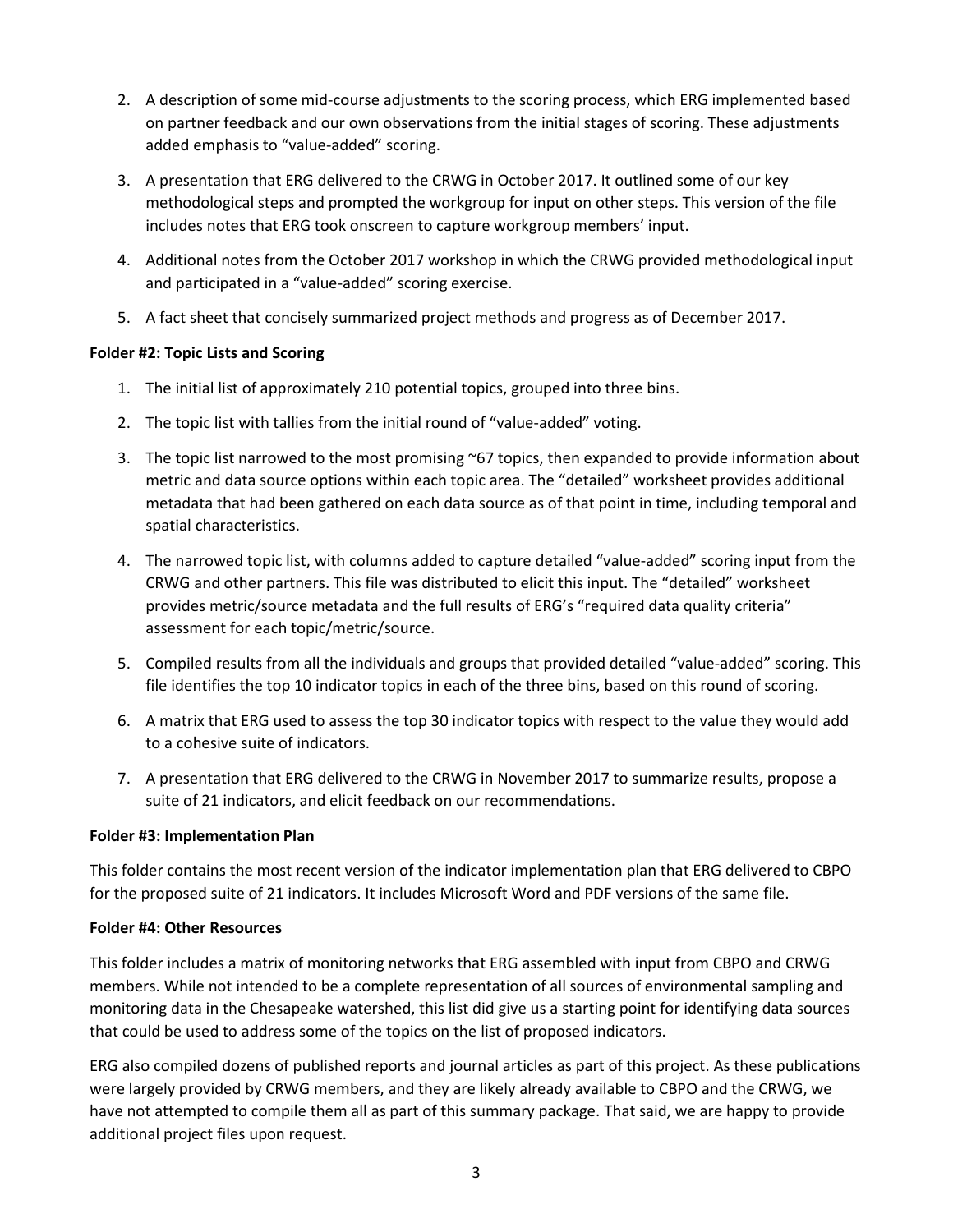2. A description of some mid-course adjustments to the scoring process, which ERG implemented based on partner feedback and our own observations from the initial stages of scoring. These adjustments added emphasis to "value-added" scoring.
3. A presentation that ERG delivered to the CRWG in October 2017. It outlined some of our key methodological steps and prompted the workgroup for input on other steps. This version of the file includes notes that ERG took onscreen to capture workgroup members' input.
4. Additional notes from the October 2017 workshop in which the CRWG provided methodological input and participated in a "value-added" scoring exercise.
5. A fact sheet that concisely summarized project methods and progress as of December 2017.

**Folder #2: Topic Lists and Scoring**

1. The initial list of approximately 210 potential topics, grouped into three bins.
2. The topic list with tallies from the initial round of "value-added" voting.
3. The topic list narrowed to the most promising ~67 topics, then expanded to provide information about metric and data source options within each topic area. The "detailed" worksheet provides additional metadata that had been gathered on each data source as of that point in time, including temporal and spatial characteristics.
4. The narrowed topic list, with columns added to capture detailed "value-added" scoring input from the CRWG and other partners. This file was distributed to elicit this input. The "detailed" worksheet provides metric/source metadata and the full results of ERG's "required data quality criteria" assessment for each topic/metric/source.
5. Compiled results from all the individuals and groups that provided detailed "value-added" scoring. This file identifies the top 10 indicator topics in each of the three bins, based on this round of scoring.
6. A matrix that ERG used to assess the top 30 indicator topics with respect to the value they would add to a cohesive suite of indicators.
7. A presentation that ERG delivered to the CRWG in November 2017 to summarize results, propose a suite of 21 indicators, and elicit feedback on our recommendations.

**Folder #3: Implementation Plan**

This folder contains the most recent version of the indicator implementation plan that ERG delivered to CBPO for the proposed suite of 21 indicators. It includes Microsoft Word and PDF versions of the same file.

**Folder #4: Other Resources**

This folder includes a matrix of monitoring networks that ERG assembled with input from CBPO and CRWG members. While not intended to be a complete representation of all sources of environmental sampling and monitoring data in the Chesapeake watershed, this list did give us a starting point for identifying data sources that could be used to address some of the topics on the list of proposed indicators.

ERG also compiled dozens of published reports and journal articles as part of this project. As these publications were largely provided by CRWG members, and they are likely already available to CBPO and the CRWG, we have not attempted to compile them all as part of this summary package. That said, we are happy to provide additional project files upon request.